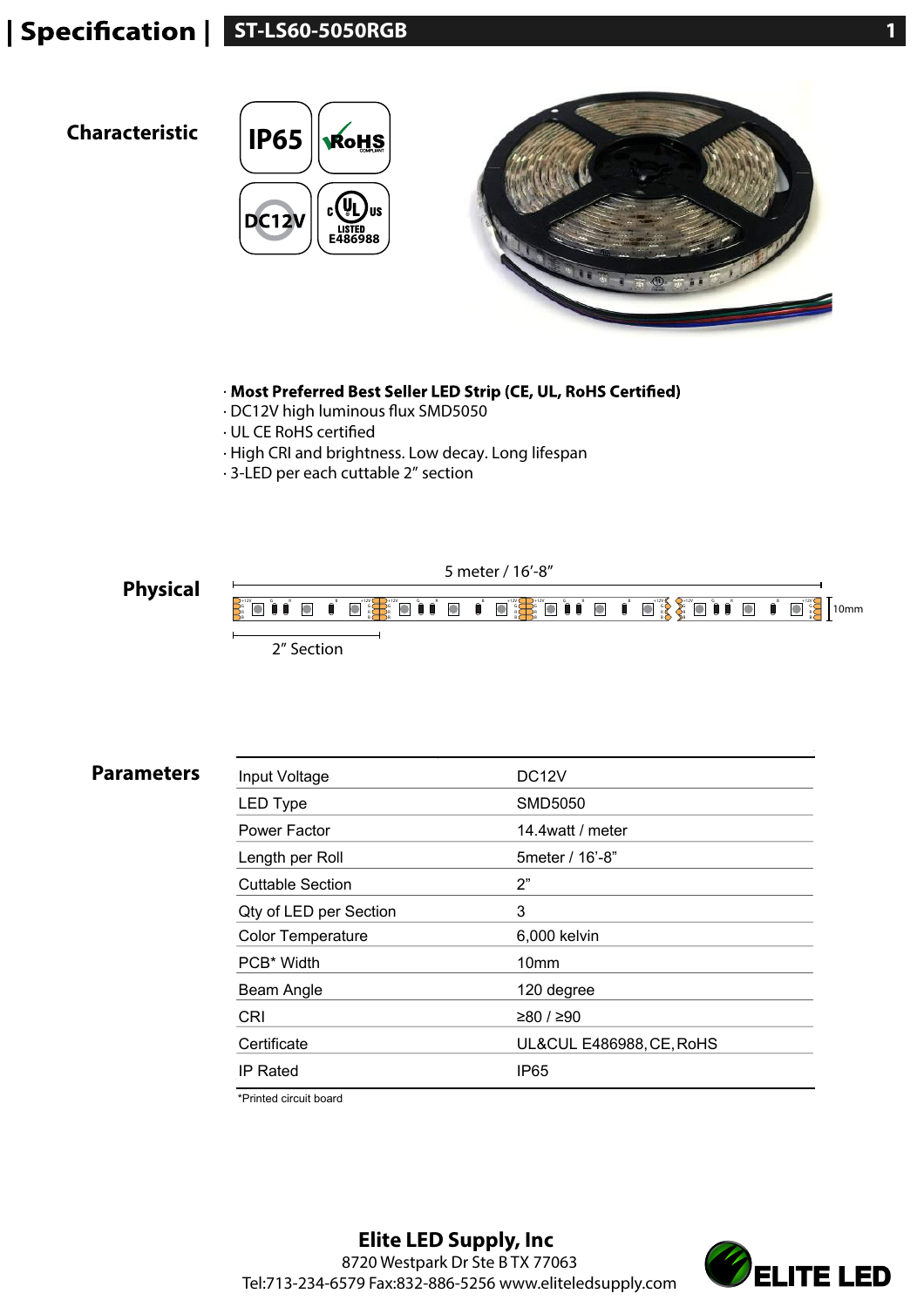# Specification | ST-LS60-5050RGB

## Characteristic

IP65 | RoHS | DC12V | cULus LISTED E486988

· **Most Preferred Best Seller LED Strip (CE, UL, RoHS Certified)**
· DC12V high luminous flux SMD5050
· UL CE RoHS certified
· High CRI and brightness. Low decay. Long lifespan
· 3-LED per each cuttable 2” section

## Physical

5 meter / 16’-8”

10mm

2” Section

## Parameters

| | |
|---|---|
| Input Voltage | DC12V |
| LED Type | SMD5050 |
| Power Factor | 14.4watt / meter |
| Length per Roll | 5meter / 16’-8” |
| Cuttable Section | 2” |
| Qty of LED per Section | 3 |
| Color Temperature | 6,000 kelvin |
| PCB* Width | 10mm |
| Beam Angle | 120 degree |
| CRI | ≥80 / ≥90 |
| Certificate | UL&CUL E486988, CE, RoHS |
| IP Rated | IP65 |

*Printed circuit board

**Elite LED Supply, Inc**
8720 Westpark Dr Ste B TX 77063
Tel:713-234-6579 Fax:832-886-5256 www.eliteledsupply.com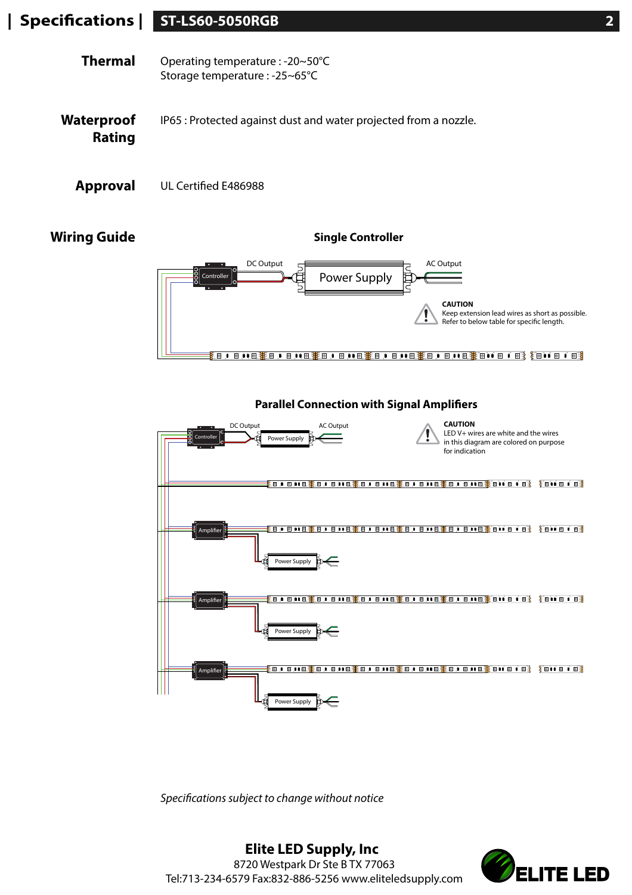## Thermal

Operating temperature : -20~50°C
Storage temperature : -25~65°C

## Waterproof Rating

IP65 : Protected against dust and water projected from a nozzle.

## Approval

UL Certified E486988

## Wiring Guide

### Single Controller

Controller — DC Output — Power Supply — AC Output

**CAUTION**
Keep extension lead wires as short as possible.
Refer to below table for specific length.

### Parallel Connection with Signal Amplifiers

Controller — DC Output — Power Supply — AC Output

**CAUTION**
LED V+ wires are white and the wires in this diagram are colored on purpose for indication

Amplifier — Power Supply

Amplifier — Power Supply

Amplifier — Power Supply

*Specifications subject to change without notice*

**Elite LED Supply, Inc**
8720 Westpark Dr Ste B TX 77063
Tel:713-234-6579 Fax:832-886-5256 www.eliteledsupply.com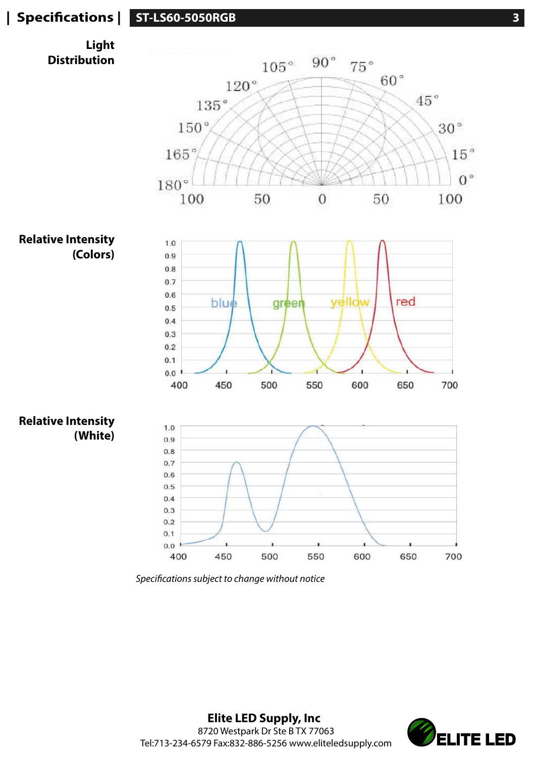## Light Distribution

105° 90° 75°
120° 60°
135° 45°
150° 30°
165° 15°
180° 0°
100 50 0 50 100

## Relative Intensity (Colors)

1.0
0.9
0.8
0.7
0.6
0.5
0.4
0.3
0.2
0.1
0.0

blue green yellow red

400 450 500 550 600 650 700

## Relative Intensity (White)

1.0
0.9
0.8
0.7
0.6
0.5
0.4
0.3
0.2
0.1
0.0

400 450 500 550 600 650 700

*Specifications subject to change without notice*

**Elite LED Supply, Inc**
8720 Westpark Dr Ste B TX 77063
Tel:713-234-6579 Fax:832-886-5256 www.eliteledsupply.com

ELITE LED